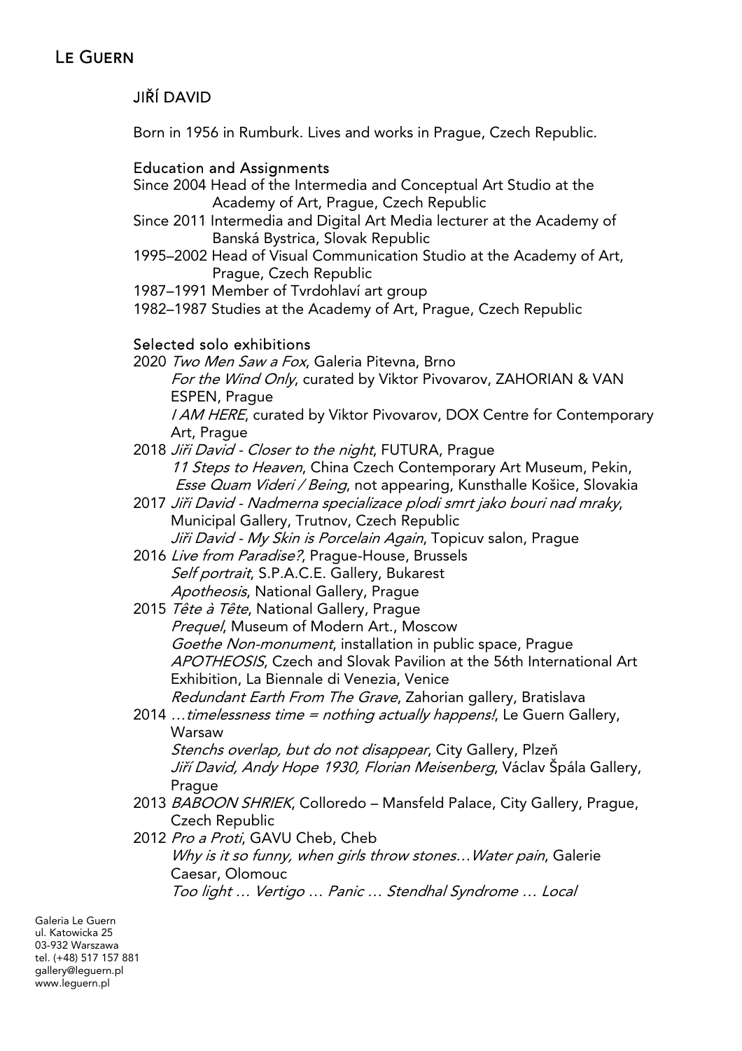# LE GUERN

## JIŘÍ DAVID

Born in 1956 in Rumburk. Lives and works in Prague, Czech Republic.

### Education and Assignments

Since 2004 Head of the Intermedia and Conceptual Art Studio at the Academy of Art, Prague, Czech Republic
Since 2011 Intermedia and Digital Art Media lecturer at the Academy of Banská Bystrica, Slovak Republic
1995–2002 Head of Visual Communication Studio at the Academy of Art, Prague, Czech Republic
1987–1991 Member of Tvrdohlaví art group
1982–1987 Studies at the Academy of Art, Prague, Czech Republic

### Selected solo exhibitions

2020 *Two Men Saw a Fox*, Galeria Pitevna, Brno
*For the Wind Only*, curated by Viktor Pivovarov, ZAHORIAN & VAN ESPEN, Prague
*I AM HERE*, curated by Viktor Pivovarov, DOX Centre for Contemporary Art, Prague

2018 *Jiři David - Closer to the night*, FUTURA, Prague
*11 Steps to Heaven*, China Czech Contemporary Art Museum, Pekin,
*Esse Quam Videri / Being*, not appearing, Kunsthalle Košice, Slovakia

2017 *Jiři David - Nadmerna specializace plodi smrt jako bouri nad mraky*, Municipal Gallery, Trutnov, Czech Republic
*Jiři David - My Skin is Porcelain Again*, Topicuv salon, Prague

2016 *Live from Paradise?*, Prague-House, Brussels
*Self portrait*, S.P.A.C.E. Gallery, Bukarest
*Apotheosis*, National Gallery, Prague

2015 *Tête à Tête*, National Gallery, Prague
*Prequel*, Museum of Modern Art., Moscow
*Goethe Non-monument*, installation in public space, Prague
*APOTHEOSIS*, Czech and Slovak Pavilion at the 56th International Art Exhibition, La Biennale di Venezia, Venice
*Redundant Earth From The Grave*, Zahorian gallery, Bratislava

2014 *…timelessness time = nothing actually happens!*, Le Guern Gallery, Warsaw
*Stenchs overlap, but do not disappear*, City Gallery, Plzeň
*Jiří David, Andy Hope 1930, Florian Meisenberg*, Václav Špála Gallery, Prague

2013 *BABOON SHRIEK*, Colloredo – Mansfeld Palace, City Gallery, Prague, Czech Republic

2012 *Pro a Proti*, GAVU Cheb, Cheb
*Why is it so funny, when girls throw stones…Water pain*, Galerie Caesar, Olomouc
*Too light … Vertigo … Panic … Stendhal Syndrome … Local*

Galeria Le Guern
ul. Katowicka 25
03-932 Warszawa
tel. (+48) 517 157 881
gallery@leguern.pl
www.leguern.pl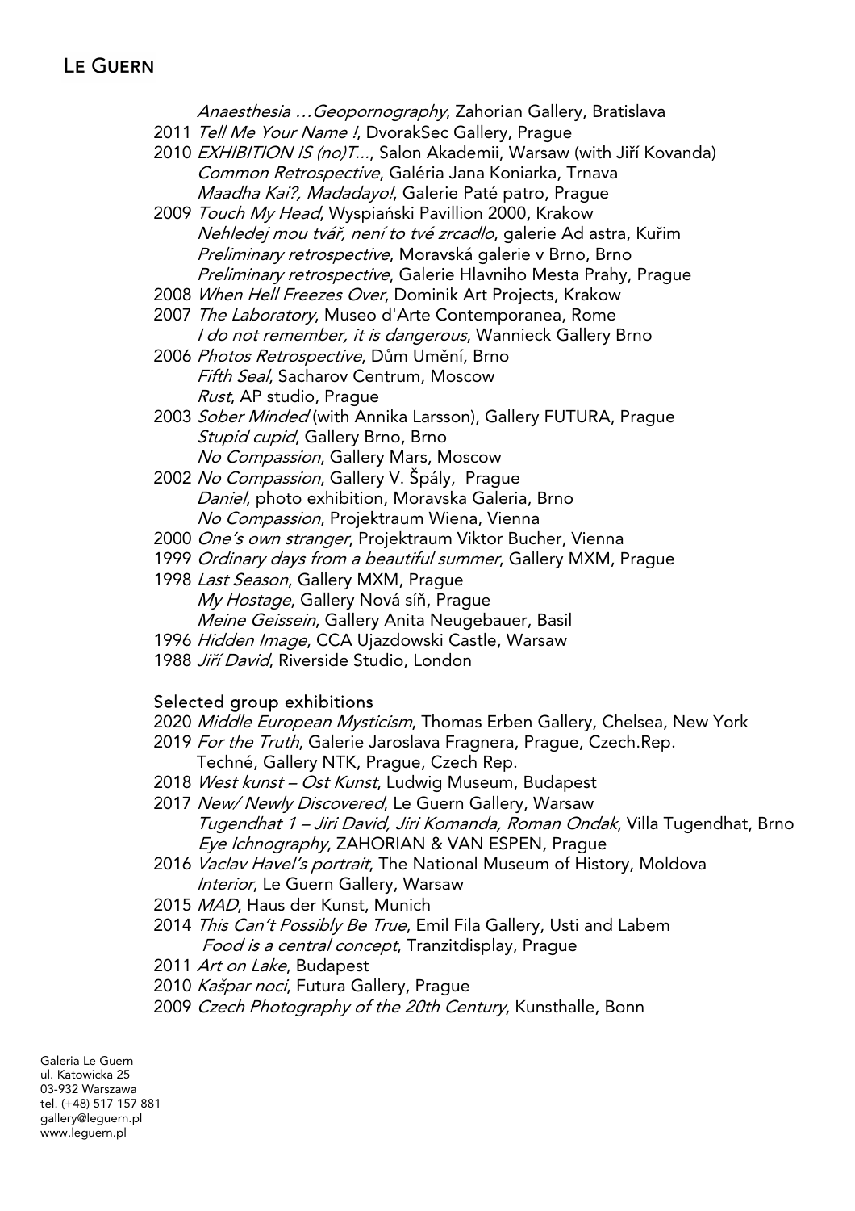*Anaesthesia …Geopornography*, Zahorian Gallery, Bratislava

2011 *Tell Me Your Name !*, DvorakSec Gallery, Prague

2010 *EXHIBITION IS (no)T…*, Salon Akademii, Warsaw (with Jiří Kovanda)
*Common Retrospective*, Galéria Jana Koniarka, Trnava
*Maadha Kai?, Madadayo!*, Galerie Paté patro, Prague

2009 *Touch My Head*, Wyspiański Pavillion 2000, Krakow
*Nehledej mou tvář, není to tvé zrcadlo*, galerie Ad astra, Kuřim
*Preliminary retrospective*, Moravská galerie v Brno, Brno
*Preliminary retrospective*, Galerie Hlavniho Mesta Prahy, Prague

2008 *When Hell Freezes Over*, Dominik Art Projects, Krakow

2007 *The Laboratory*, Museo d'Arte Contemporanea, Rome
*I do not remember, it is dangerous*, Wannieck Gallery Brno

2006 *Photos Retrospective*, Dům Umění, Brno
*Fifth Seal*, Sacharov Centrum, Moscow
*Rust*, AP studio, Prague

2003 *Sober Minded* (with Annika Larsson), Gallery FUTURA, Prague
*Stupid cupid*, Gallery Brno, Brno
*No Compassion*, Gallery Mars, Moscow

2002 *No Compassion*, Gallery V. Špály, Prague
*Daniel*, photo exhibition, Moravska Galeria, Brno
*No Compassion*, Projektraum Wiena, Vienna

2000 *One's own stranger*, Projektraum Viktor Bucher, Vienna

1999 *Ordinary days from a beautiful summer*, Gallery MXM, Prague

1998 *Last Season*, Gallery MXM, Prague
*My Hostage*, Gallery Nová síň, Prague
*Meine Geissein*, Gallery Anita Neugebauer, Basil

1996 *Hidden Image*, CCA Ujazdowski Castle, Warsaw

1988 *Jiří David*, Riverside Studio, London

### Selected group exhibitions

2020 *Middle European Mysticism*, Thomas Erben Gallery, Chelsea, New York

2019 *For the Truth*, Galerie Jaroslava Fragnera, Prague, Czech.Rep.
Techné, Gallery NTK, Prague, Czech Rep.

2018 *West kunst – Ost Kunst*, Ludwig Museum, Budapest

2017 *New/ Newly Discovered*, Le Guern Gallery, Warsaw
*Tugendhat 1 – Jiri David, Jiri Komanda, Roman Ondak*, Villa Tugendhat, Brno
*Eye Ichnography*, ZAHORIAN & VAN ESPEN, Prague

2016 *Vaclav Havel's portrait*, The National Museum of History, Moldova
*Interior*, Le Guern Gallery, Warsaw

2015 *MAD*, Haus der Kunst, Munich

2014 *This Can't Possibly Be True*, Emil Fila Gallery, Usti and Labem
*Food is a central concept*, Tranzitdisplay, Prague

2011 *Art on Lake*, Budapest

2010 *Kašpar noci*, Futura Gallery, Prague

2009 *Czech Photography of the 20th Century*, Kunsthalle, Bonn

Galeria Le Guern
ul. Katowicka 25
03-932 Warszawa
tel. (+48) 517 157 881
gallery@leguern.pl
www.leguern.pl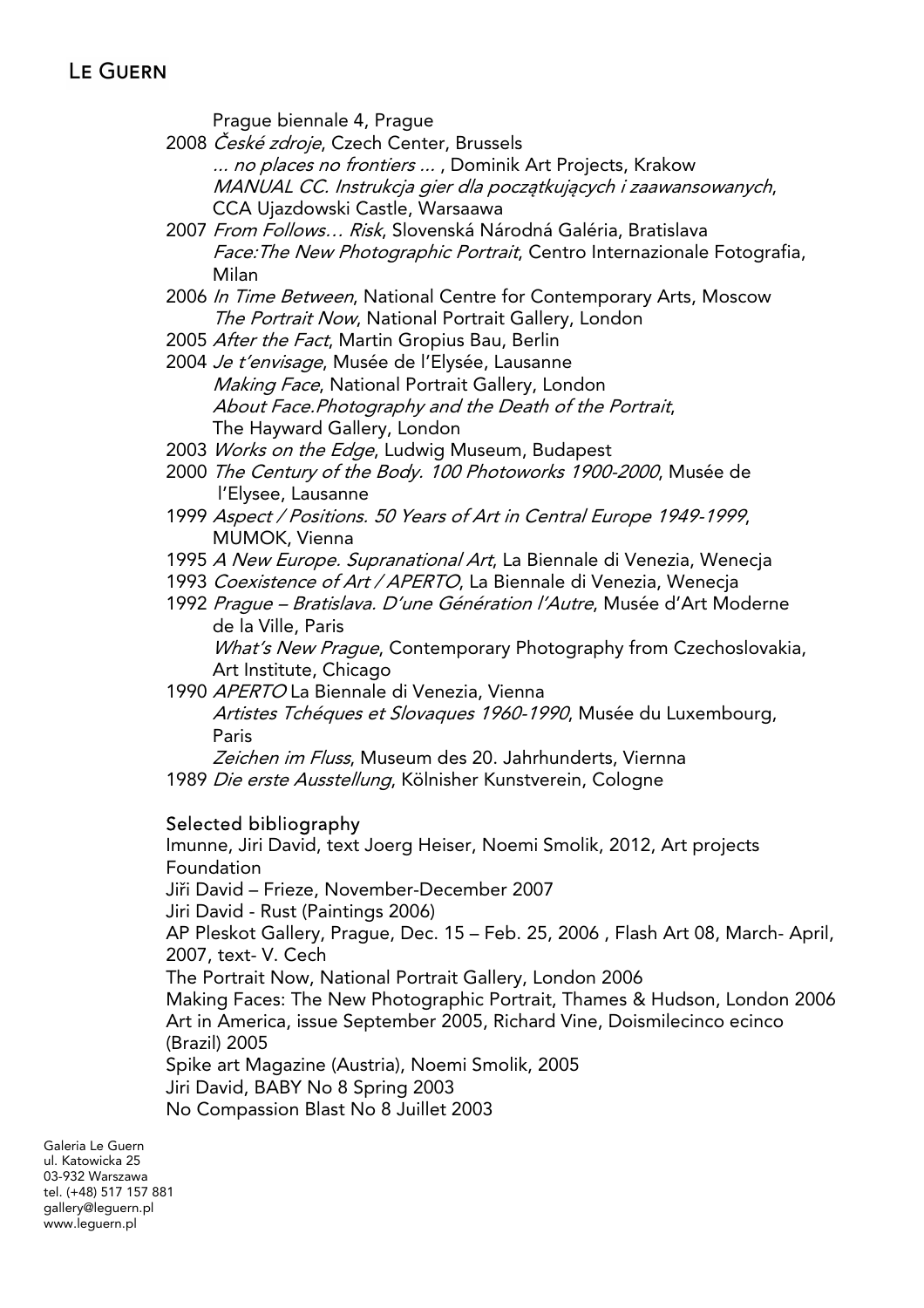Prague biennale 4, Prague

2008 *České zdroje*, Czech Center, Brussels
*... no places no frontiers ...* , Dominik Art Projects, Krakow
*MANUAL CC. Instrukcja gier dla początkujących i zaawansowanych*, CCA Ujazdowski Castle, Warsaawa

2007 *From Follows… Risk*, Slovenská Národná Galéria, Bratislava
*Face:The New Photographic Portrait*, Centro Internazionale Fotografia, Milan

2006 *In Time Between*, National Centre for Contemporary Arts, Moscow
*The Portrait Now*, National Portrait Gallery, London

2005 *After the Fact*, Martin Gropius Bau, Berlin

2004 *Je t'envisage*, Musée de l'Elysée, Lausanne
*Making Face*, National Portrait Gallery, London
*About Face.Photography and the Death of the Portrait*, The Hayward Gallery, London

2003 *Works on the Edge*, Ludwig Museum, Budapest

2000 *The Century of the Body. 100 Photoworks 1900-2000*, Musée de l'Elysee, Lausanne

1999 *Aspect / Positions. 50 Years of Art in Central Europe 1949-1999*, MUMOK, Vienna

1995 *A New Europe. Supranational Art*, La Biennale di Venezia, Wenecja

1993 *Coexistence of Art / APERTO*, La Biennale di Venezia, Wenecja

1992 *Prague – Bratislava. D'une Génération l'Autre*, Musée d'Art Moderne de la Ville, Paris
*What's New Prague*, Contemporary Photography from Czechoslovakia, Art Institute, Chicago

1990 *APERTO* La Biennale di Venezia, Vienna
*Artistes Tchéques et Slovaques 1960-1990*, Musée du Luxembourg, Paris
*Zeichen im Fluss*, Museum des 20. Jahrhunderts, Viernna

1989 *Die erste Ausstellung*, Kölnisher Kunstverein, Cologne

## Selected bibliography

Imunne, Jiri David, text Joerg Heiser, Noemi Smolik, 2012, Art projects Foundation
Jiři David – Frieze, November-December 2007
Jiri David - Rust (Paintings 2006)
AP Pleskot Gallery, Prague, Dec. 15 – Feb. 25, 2006 , Flash Art 08, March- April, 2007, text- V. Cech
The Portrait Now, National Portrait Gallery, London 2006
Making Faces: The New Photographic Portrait, Thames & Hudson, London 2006
Art in America, issue September 2005, Richard Vine, Doismilecinco ecinco (Brazil) 2005
Spike art Magazine (Austria), Noemi Smolik, 2005
Jiri David, BABY No 8 Spring 2003
No Compassion Blast No 8 Juillet 2003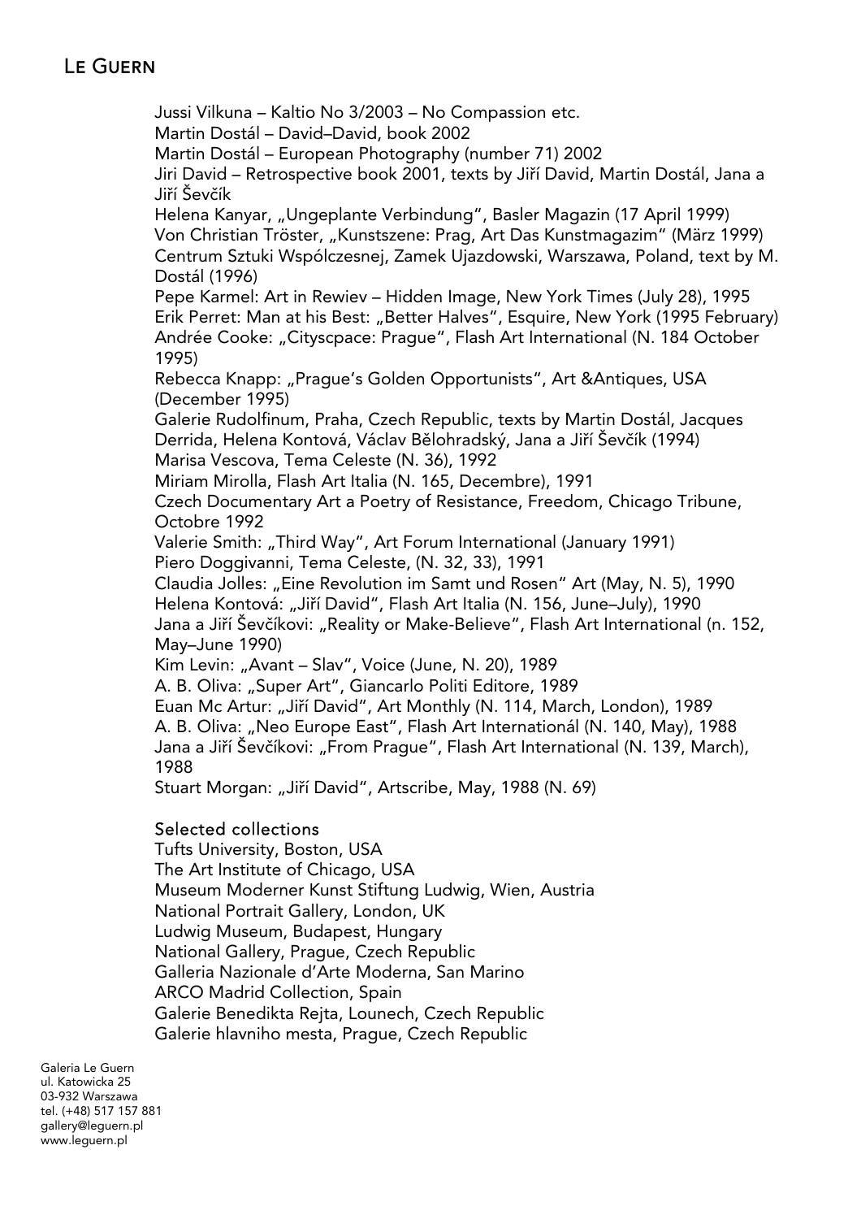Jussi Vilkuna – Kaltio No 3/2003 – No Compassion etc.
Martin Dostál – David–David, book 2002
Martin Dostál – European Photography (number 71) 2002
Jiri David – Retrospective book 2001, texts by Jiří David, Martin Dostál, Jana a Jiří Ševčík
Helena Kanyar, „Ungeplante Verbindung", Basler Magazin (17 April 1999)
Von Christian Tröster, „Kunstszene: Prag, Art Das Kunstmagazim" (März 1999)
Centrum Sztuki Wspólczesnej, Zamek Ujazdowski, Warszawa, Poland, text by M. Dostál (1996)
Pepe Karmel: Art in Rewiev – Hidden Image, New York Times (July 28), 1995
Erik Perret: Man at his Best: „Better Halves", Esquire, New York (1995 February)
Andrée Cooke: „Cityscpace: Prague", Flash Art International (N. 184 October 1995)
Rebecca Knapp: „Prague's Golden Opportunists", Art &Antiques, USA (December 1995)
Galerie Rudolfinum, Praha, Czech Republic, texts by Martin Dostál, Jacques Derrida, Helena Kontová, Václav Bělohradský, Jana a Jiří Ševčík (1994)
Marisa Vescova, Tema Celeste (N. 36), 1992
Miriam Mirolla, Flash Art Italia (N. 165, Decembre), 1991
Czech Documentary Art a Poetry of Resistance, Freedom, Chicago Tribune, Octobre 1992
Valerie Smith: „Third Way", Art Forum International (January 1991)
Piero Doggivanni, Tema Celeste, (N. 32, 33), 1991
Claudia Jolles: „Eine Revolution im Samt und Rosen" Art (May, N. 5), 1990
Helena Kontová: „Jiří David", Flash Art Italia (N. 156, June–July), 1990
Jana a Jiří Ševčíkovi: „Reality or Make-Believe", Flash Art International (n. 152, May–June 1990)
Kim Levin: „Avant – Slav", Voice (June, N. 20), 1989
A. B. Oliva: „Super Art", Giancarlo Politi Editore, 1989
Euan Mc Artur: „Jiří David", Art Monthly (N. 114, March, London), 1989
A. B. Oliva: „Neo Europe East", Flash Art Internationál (N. 140, May), 1988
Jana a Jiří Ševčíkovi: „From Prague", Flash Art International (N. 139, March), 1988
Stuart Morgan: „Jiří David", Artscribe, May, 1988 (N. 69)

### Selected collections

Tufts University, Boston, USA
The Art Institute of Chicago, USA
Museum Moderner Kunst Stiftung Ludwig, Wien, Austria
National Portrait Gallery, London, UK
Ludwig Museum, Budapest, Hungary
National Gallery, Prague, Czech Republic
Galleria Nazionale d'Arte Moderna, San Marino
ARCO Madrid Collection, Spain
Galerie Benedikta Rejta, Lounech, Czech Republic
Galerie hlavniho mesta, Prague, Czech Republic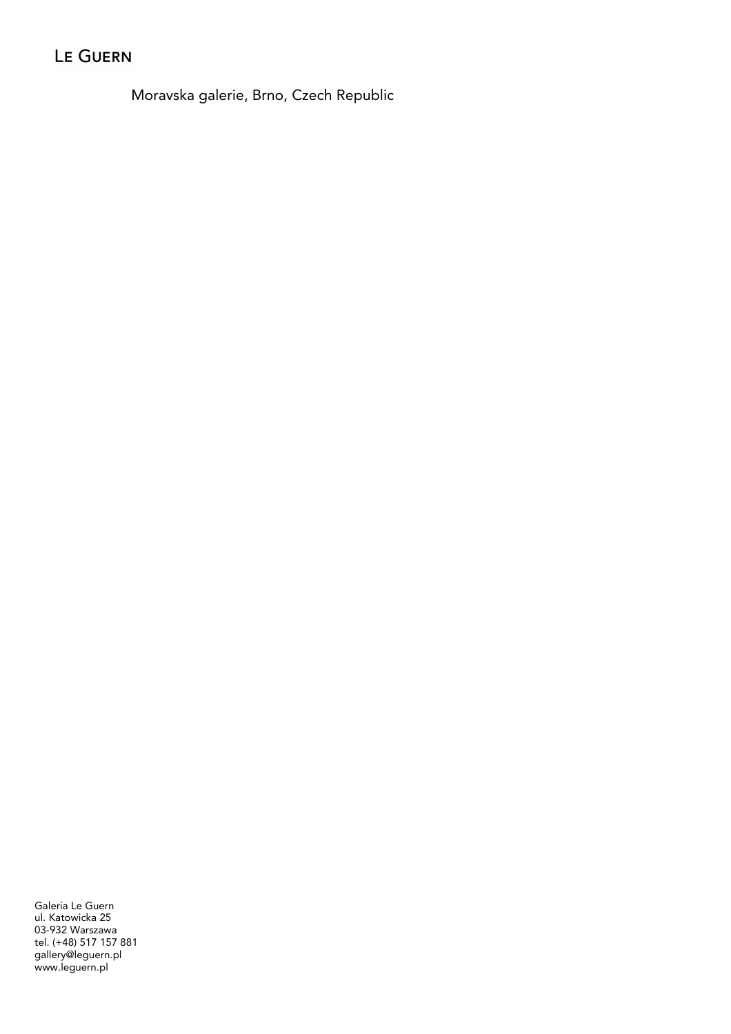Moravska galerie, Brno, Czech Republic